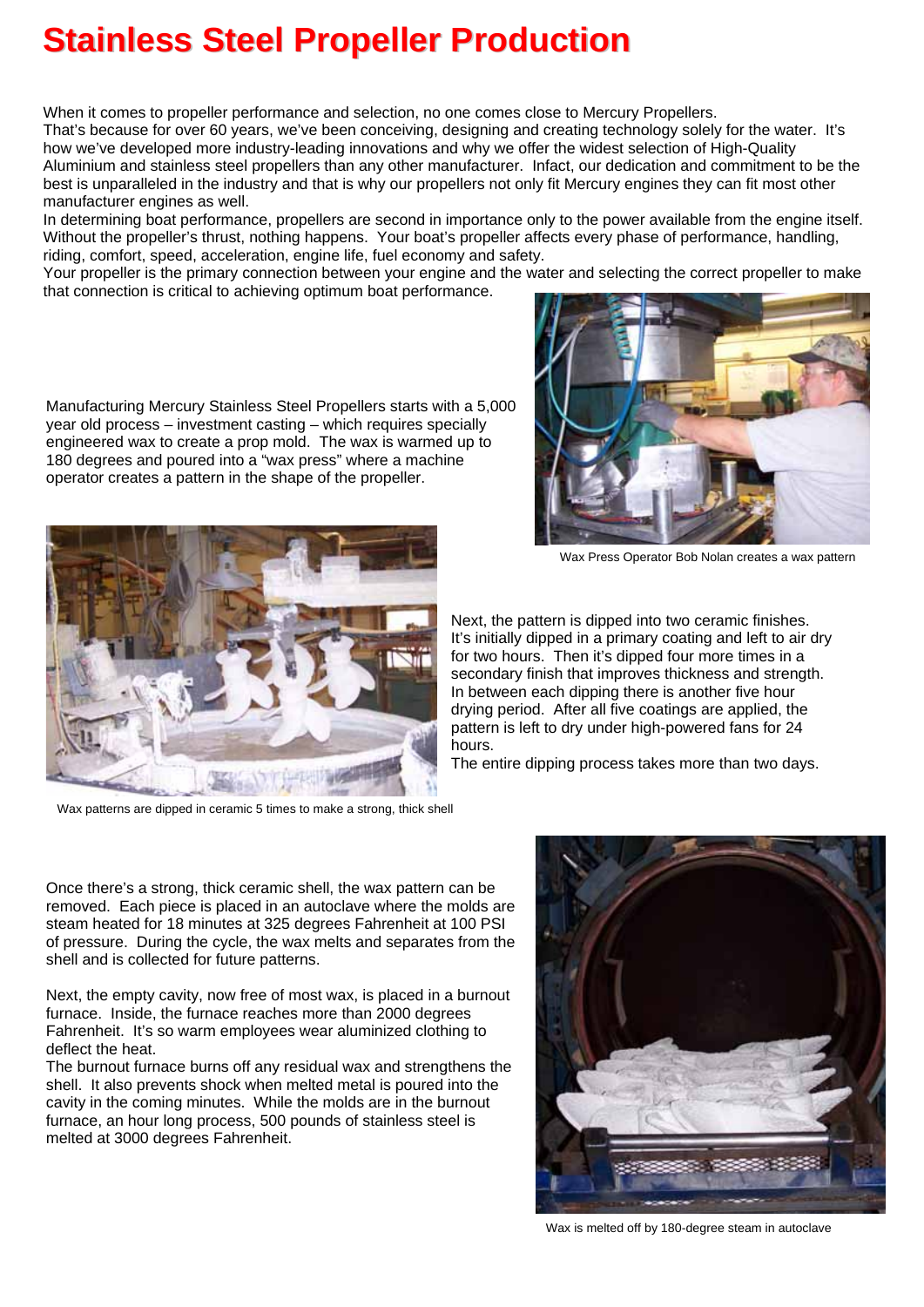# Stainless Steel Propeller Production

When it comes to propeller performance and selection, no one comes close to Mercury Propellers.
That's because for over 60 years, we've been conceiving, designing and creating technology solely for the water. It's how we've developed more industry-leading innovations and why we offer the widest selection of High-Quality Aluminium and stainless steel propellers than any other manufacturer. Infact, our dedication and commitment to be the best is unparalleled in the industry and that is why our propellers not only fit Mercury engines they can fit most other manufacturer engines as well.
In determining boat performance, propellers are second in importance only to the power available from the engine itself. Without the propeller's thrust, nothing happens. Your boat's propeller affects every phase of performance, handling, riding, comfort, speed, acceleration, engine life, fuel economy and safety.
Your propeller is the primary connection between your engine and the water and selecting the correct propeller to make that connection is critical to achieving optimum boat performance.

Manufacturing Mercury Stainless Steel Propellers starts with a 5,000 year old process – investment casting – which requires specially engineered wax to create a prop mold. The wax is warmed up to 180 degrees and poured into a "wax press" where a machine operator creates a pattern in the shape of the propeller.

Wax Press Operator Bob Nolan creates a wax pattern

Next, the pattern is dipped into two ceramic finishes. It's initially dipped in a primary coating and left to air dry for two hours. Then it's dipped four more times in a secondary finish that improves thickness and strength. In between each dipping there is another five hour drying period. After all five coatings are applied, the pattern is left to dry under high-powered fans for 24 hours.
The entire dipping process takes more than two days.

Wax patterns are dipped in ceramic 5 times to make a strong, thick shell

Once there's a strong, thick ceramic shell, the wax pattern can be removed. Each piece is placed in an autoclave where the molds are steam heated for 18 minutes at 325 degrees Fahrenheit at 100 PSI of pressure. During the cycle, the wax melts and separates from the shell and is collected for future patterns.

Next, the empty cavity, now free of most wax, is placed in a burnout furnace. Inside, the furnace reaches more than 2000 degrees Fahrenheit. It's so warm employees wear aluminized clothing to deflect the heat.
The burnout furnace burns off any residual wax and strengthens the shell. It also prevents shock when melted metal is poured into the cavity in the coming minutes. While the molds are in the burnout furnace, an hour long process, 500 pounds of stainless steel is melted at 3000 degrees Fahrenheit.

Wax is melted off by 180-degree steam in autoclave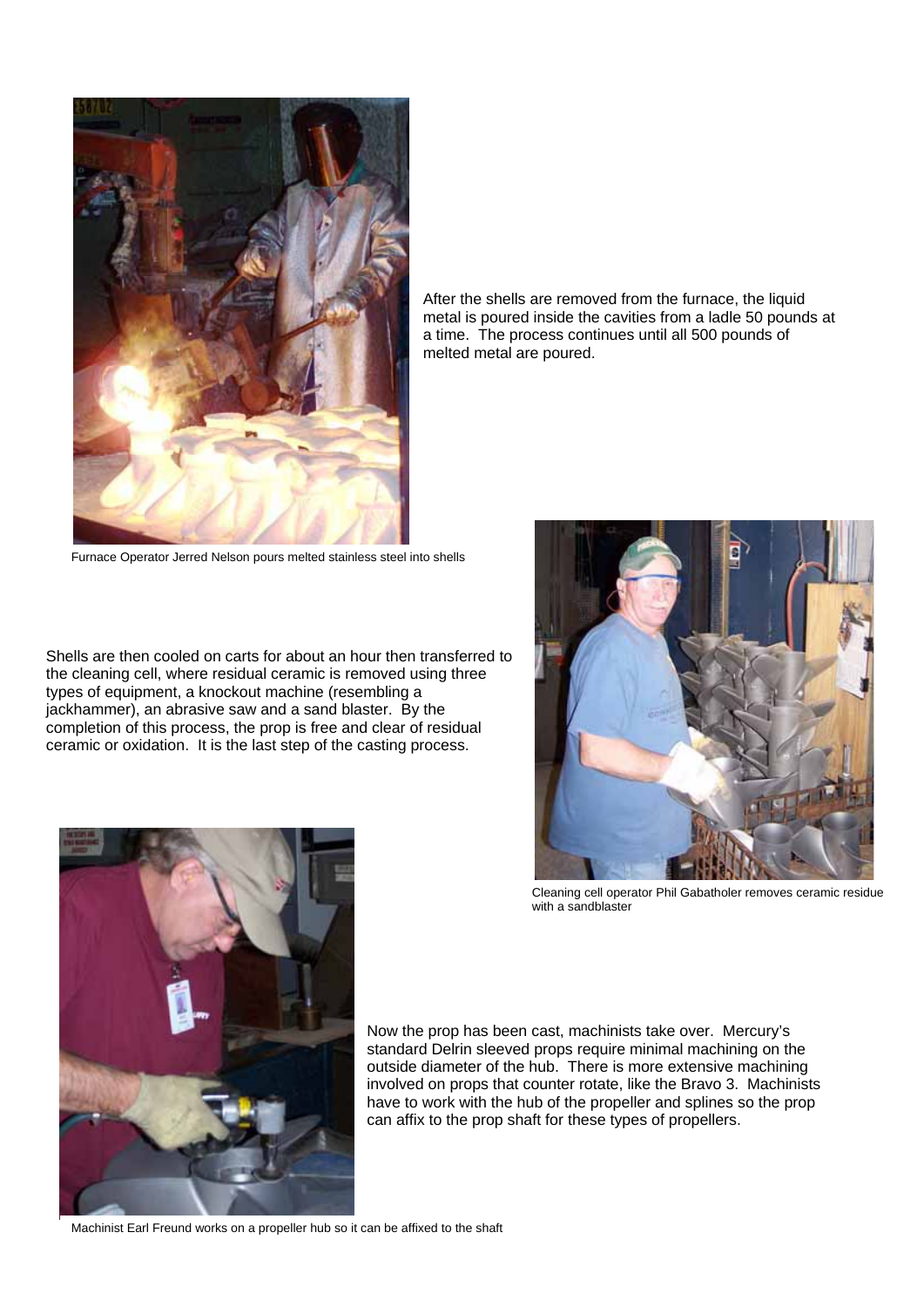After the shells are removed from the furnace, the liquid metal is poured inside the cavities from a ladle 50 pounds at a time. The process continues until all 500 pounds of melted metal are poured.

Furnace Operator Jerred Nelson pours melted stainless steel into shells

Shells are then cooled on carts for about an hour then transferred to the cleaning cell, where residual ceramic is removed using three types of equipment, a knockout machine (resembling a jackhammer), an abrasive saw and a sand blaster. By the completion of this process, the prop is free and clear of residual ceramic or oxidation. It is the last step of the casting process.

Cleaning cell operator Phil Gabatholer removes ceramic residue with a sandblaster

Now the prop has been cast, machinists take over. Mercury's standard Delrin sleeved props require minimal machining on the outside diameter of the hub. There is more extensive machining involved on props that counter rotate, like the Bravo 3. Machinists have to work with the hub of the propeller and splines so the prop can affix to the prop shaft for these types of propellers.

Machinist Earl Freund works on a propeller hub so it can be affixed to the shaft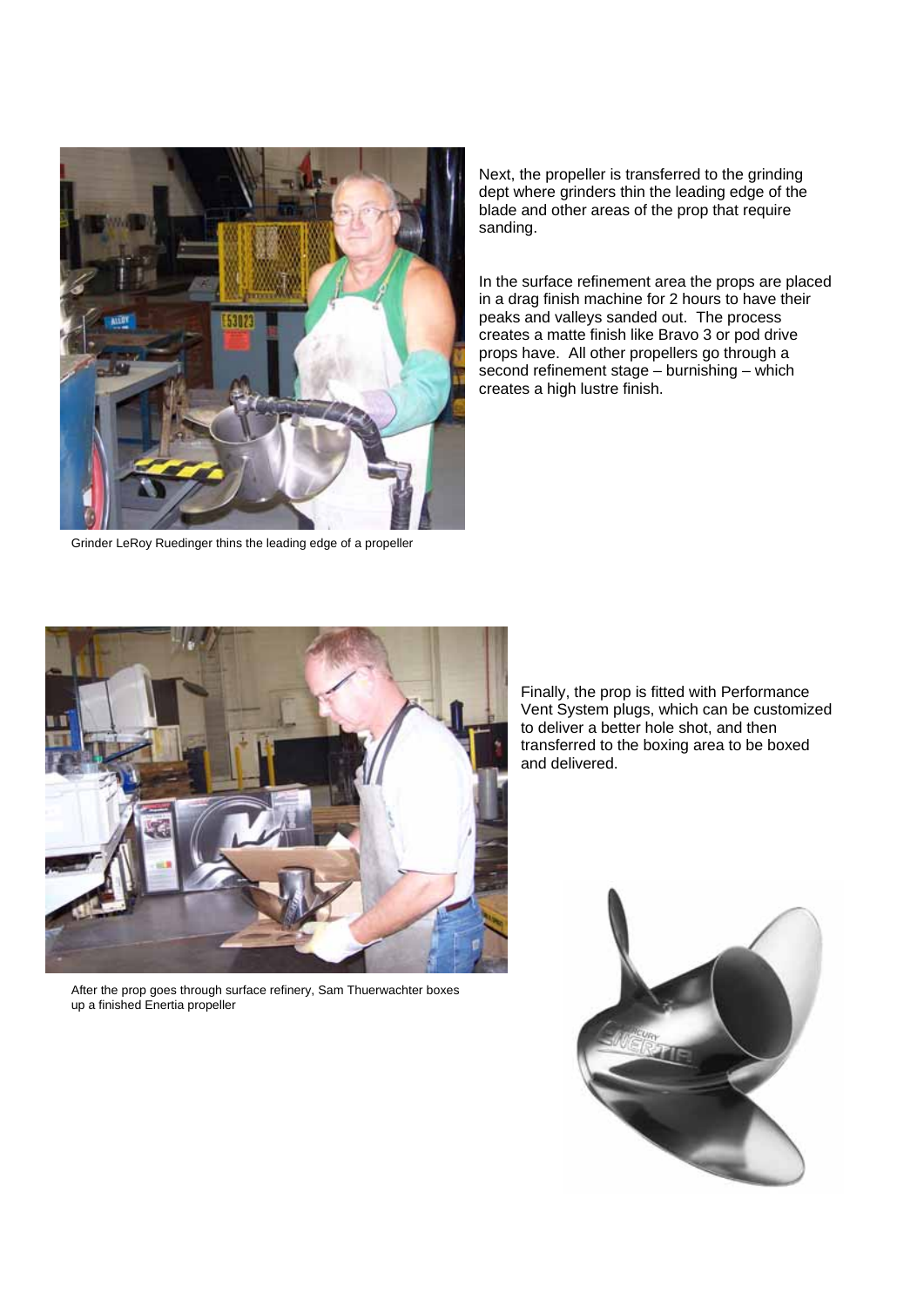Grinder LeRoy Ruedinger thins the leading edge of a propeller

Next, the propeller is transferred to the grinding dept where grinders thin the leading edge of the blade and other areas of the prop that require sanding.

In the surface refinement area the props are placed in a drag finish machine for 2 hours to have their peaks and valleys sanded out. The process creates a matte finish like Bravo 3 or pod drive props have. All other propellers go through a second refinement stage – burnishing – which creates a high lustre finish.

After the prop goes through surface refinery, Sam Thuerwachter boxes up a finished Enertia propeller

Finally, the prop is fitted with Performance Vent System plugs, which can be customized to deliver a better hole shot, and then transferred to the boxing area to be boxed and delivered.